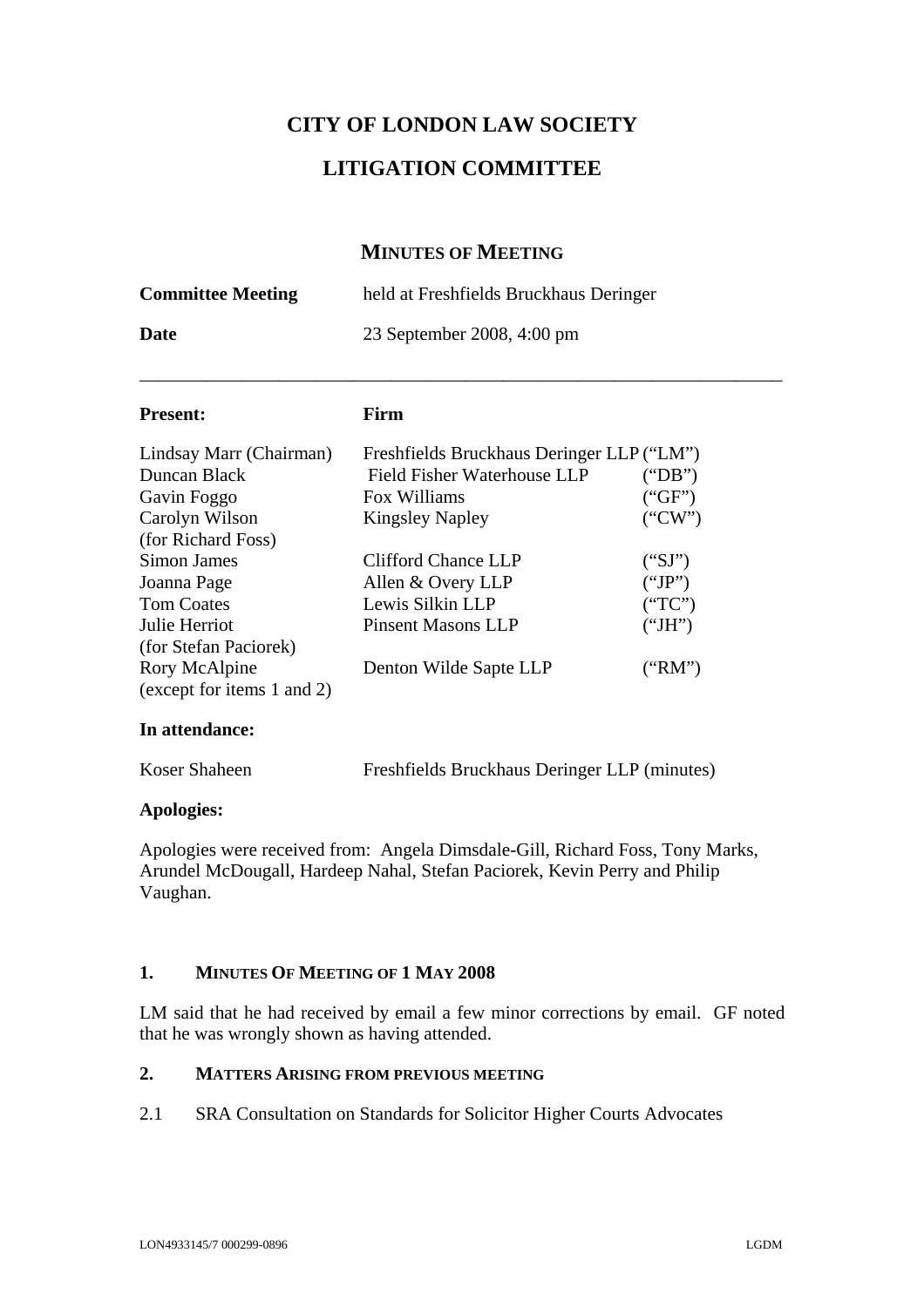# CITY OF LONDON LAW SOCIETY

# LITIGATION COMMITTEE

## MINUTES OF MEETING

| | |
|---|---|
| **Committee Meeting** | held at Freshfields Bruckhaus Deringer |
| **Date** | 23 September 2008, 4:00 pm |

---

| **Present:** | **Firm** | |
|---|---|---|
| Lindsay Marr (Chairman) | Freshfields Bruckhaus Deringer LLP | ("LM") |
| Duncan Black | Field Fisher Waterhouse LLP | ("DB") |
| Gavin Foggo | Fox Williams | ("GF") |
| Carolyn Wilson (for Richard Foss) | Kingsley Napley | ("CW") |
| Simon James | Clifford Chance LLP | ("SJ") |
| Joanna Page | Allen & Overy LLP | ("JP") |
| Tom Coates | Lewis Silkin LLP | ("TC") |
| Julie Herriot (for Stefan Paciorek) | Pinsent Masons LLP | ("JH") |
| Rory McAlpine (except for items 1 and 2) | Denton Wilde Sapte LLP | ("RM") |

**In attendance:**

Koser Shaheen — Freshfields Bruckhaus Deringer LLP (minutes)

**Apologies:**

Apologies were received from: Angela Dimsdale-Gill, Richard Foss, Tony Marks, Arundel McDougall, Hardeep Nahal, Stefan Paciorek, Kevin Perry and Philip Vaughan.

### 1. MINUTES OF MEETING OF 1 MAY 2008

LM said that he had received by email a few minor corrections by email. GF noted that he was wrongly shown as having attended.

### 2. MATTERS ARISING FROM PREVIOUS MEETING

2.1 SRA Consultation on Standards for Solicitor Higher Courts Advocates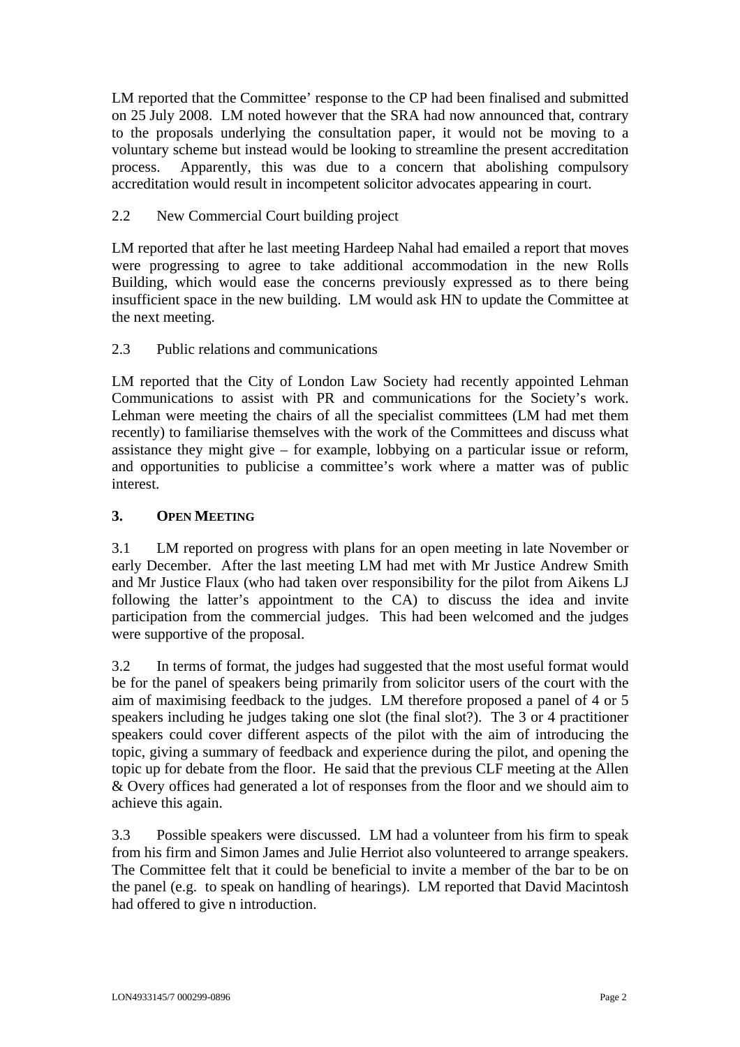LM reported that the Committee' response to the CP had been finalised and submitted on 25 July 2008. LM noted however that the SRA had now announced that, contrary to the proposals underlying the consultation paper, it would not be moving to a voluntary scheme but instead would be looking to streamline the present accreditation process. Apparently, this was due to a concern that abolishing compulsory accreditation would result in incompetent solicitor advocates appearing in court.

2.2 New Commercial Court building project

LM reported that after he last meeting Hardeep Nahal had emailed a report that moves were progressing to agree to take additional accommodation in the new Rolls Building, which would ease the concerns previously expressed as to there being insufficient space in the new building. LM would ask HN to update the Committee at the next meeting.

2.3 Public relations and communications

LM reported that the City of London Law Society had recently appointed Lehman Communications to assist with PR and communications for the Society's work. Lehman were meeting the chairs of all the specialist committees (LM had met them recently) to familiarise themselves with the work of the Committees and discuss what assistance they might give – for example, lobbying on a particular issue or reform, and opportunities to publicise a committee's work where a matter was of public interest.

## 3. OPEN MEETING

3.1 LM reported on progress with plans for an open meeting in late November or early December. After the last meeting LM had met with Mr Justice Andrew Smith and Mr Justice Flaux (who had taken over responsibility for the pilot from Aikens LJ following the latter's appointment to the CA) to discuss the idea and invite participation from the commercial judges. This had been welcomed and the judges were supportive of the proposal.

3.2 In terms of format, the judges had suggested that the most useful format would be for the panel of speakers being primarily from solicitor users of the court with the aim of maximising feedback to the judges. LM therefore proposed a panel of 4 or 5 speakers including he judges taking one slot (the final slot?). The 3 or 4 practitioner speakers could cover different aspects of the pilot with the aim of introducing the topic, giving a summary of feedback and experience during the pilot, and opening the topic up for debate from the floor. He said that the previous CLF meeting at the Allen & Overy offices had generated a lot of responses from the floor and we should aim to achieve this again.

3.3 Possible speakers were discussed. LM had a volunteer from his firm to speak from his firm and Simon James and Julie Herriot also volunteered to arrange speakers. The Committee felt that it could be beneficial to invite a member of the bar to be on the panel (e.g. to speak on handling of hearings). LM reported that David Macintosh had offered to give n introduction.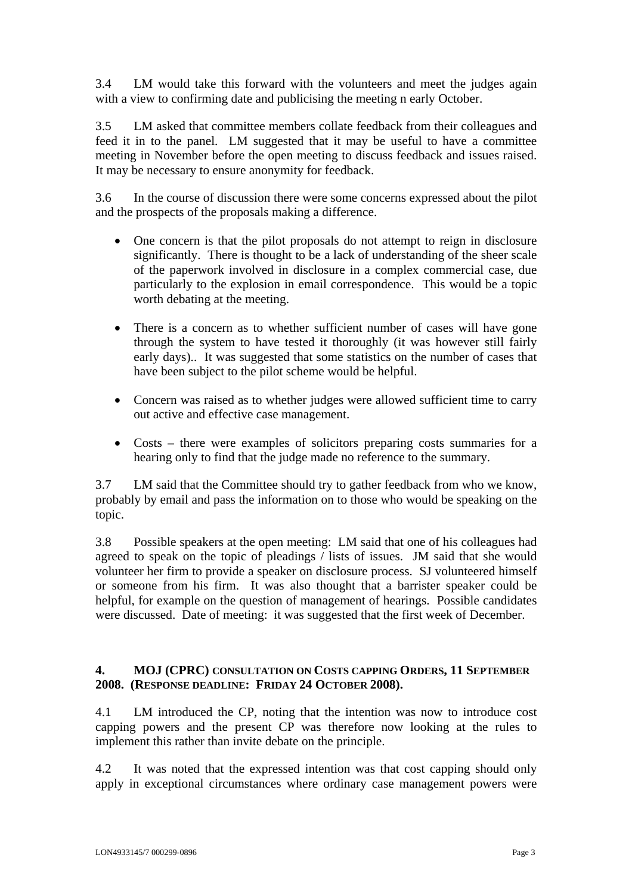3.4 LM would take this forward with the volunteers and meet the judges again with a view to confirming date and publicising the meeting n early October.

3.5 LM asked that committee members collate feedback from their colleagues and feed it in to the panel. LM suggested that it may be useful to have a committee meeting in November before the open meeting to discuss feedback and issues raised. It may be necessary to ensure anonymity for feedback.

3.6 In the course of discussion there were some concerns expressed about the pilot and the prospects of the proposals making a difference.

- One concern is that the pilot proposals do not attempt to reign in disclosure significantly. There is thought to be a lack of understanding of the sheer scale of the paperwork involved in disclosure in a complex commercial case, due particularly to the explosion in email correspondence. This would be a topic worth debating at the meeting.

- There is a concern as to whether sufficient number of cases will have gone through the system to have tested it thoroughly (it was however still fairly early days).. It was suggested that some statistics on the number of cases that have been subject to the pilot scheme would be helpful.

- Concern was raised as to whether judges were allowed sufficient time to carry out active and effective case management.

- Costs – there were examples of solicitors preparing costs summaries for a hearing only to find that the judge made no reference to the summary.

3.7 LM said that the Committee should try to gather feedback from who we know, probably by email and pass the information on to those who would be speaking on the topic.

3.8 Possible speakers at the open meeting: LM said that one of his colleagues had agreed to speak on the topic of pleadings / lists of issues. JM said that she would volunteer her firm to provide a speaker on disclosure process. SJ volunteered himself or someone from his firm. It was also thought that a barrister speaker could be helpful, for example on the question of management of hearings. Possible candidates were discussed. Date of meeting: it was suggested that the first week of December.

## 4. MOJ (CPRC) CONSULTATION ON COSTS CAPPING ORDERS, 11 SEPTEMBER 2008. (RESPONSE DEADLINE: FRIDAY 24 OCTOBER 2008).

4.1 LM introduced the CP, noting that the intention was now to introduce cost capping powers and the present CP was therefore now looking at the rules to implement this rather than invite debate on the principle.

4.2 It was noted that the expressed intention was that cost capping should only apply in exceptional circumstances where ordinary case management powers were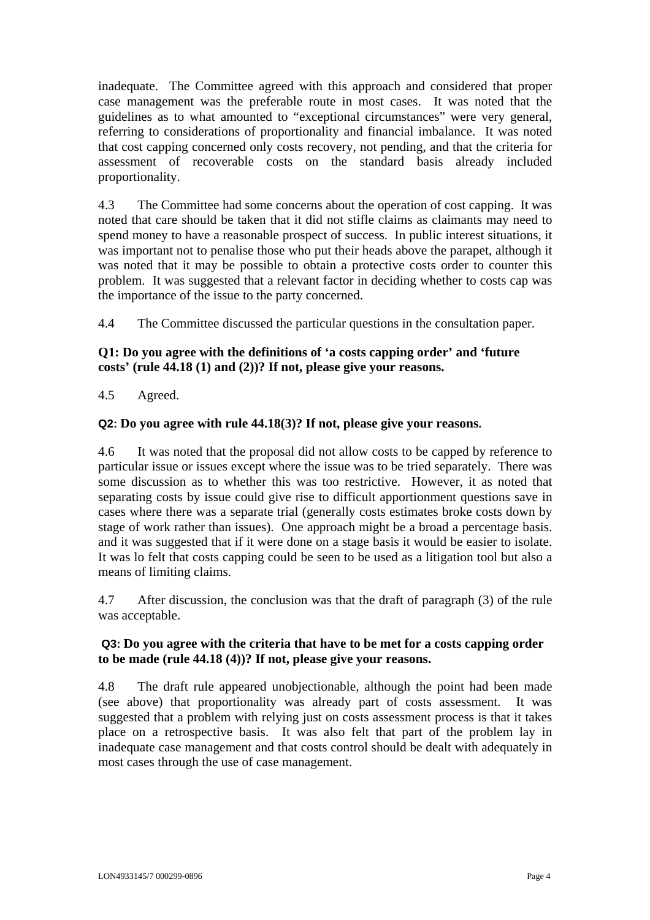inadequate. The Committee agreed with this approach and considered that proper case management was the preferable route in most cases. It was noted that the guidelines as to what amounted to "exceptional circumstances" were very general, referring to considerations of proportionality and financial imbalance. It was noted that cost capping concerned only costs recovery, not pending, and that the criteria for assessment of recoverable costs on the standard basis already included proportionality.

4.3 The Committee had some concerns about the operation of cost capping. It was noted that care should be taken that it did not stifle claims as claimants may need to spend money to have a reasonable prospect of success. In public interest situations, it was important not to penalise those who put their heads above the parapet, although it was noted that it may be possible to obtain a protective costs order to counter this problem. It was suggested that a relevant factor in deciding whether to costs cap was the importance of the issue to the party concerned.

4.4 The Committee discussed the particular questions in the consultation paper.

**Q1: Do you agree with the definitions of 'a costs capping order' and 'future costs' (rule 44.18 (1) and (2))? If not, please give your reasons.**

4.5 Agreed.

**Q2: Do you agree with rule 44.18(3)? If not, please give your reasons.**

4.6 It was noted that the proposal did not allow costs to be capped by reference to particular issue or issues except where the issue was to be tried separately. There was some discussion as to whether this was too restrictive. However, it as noted that separating costs by issue could give rise to difficult apportionment questions save in cases where there was a separate trial (generally costs estimates broke costs down by stage of work rather than issues). One approach might be a broad a percentage basis. and it was suggested that if it were done on a stage basis it would be easier to isolate. It was lo felt that costs capping could be seen to be used as a litigation tool but also a means of limiting claims.

4.7 After discussion, the conclusion was that the draft of paragraph (3) of the rule was acceptable.

**Q3: Do you agree with the criteria that have to be met for a costs capping order to be made (rule 44.18 (4))? If not, please give your reasons.**

4.8 The draft rule appeared unobjectionable, although the point had been made (see above) that proportionality was already part of costs assessment. It was suggested that a problem with relying just on costs assessment process is that it takes place on a retrospective basis. It was also felt that part of the problem lay in inadequate case management and that costs control should be dealt with adequately in most cases through the use of case management.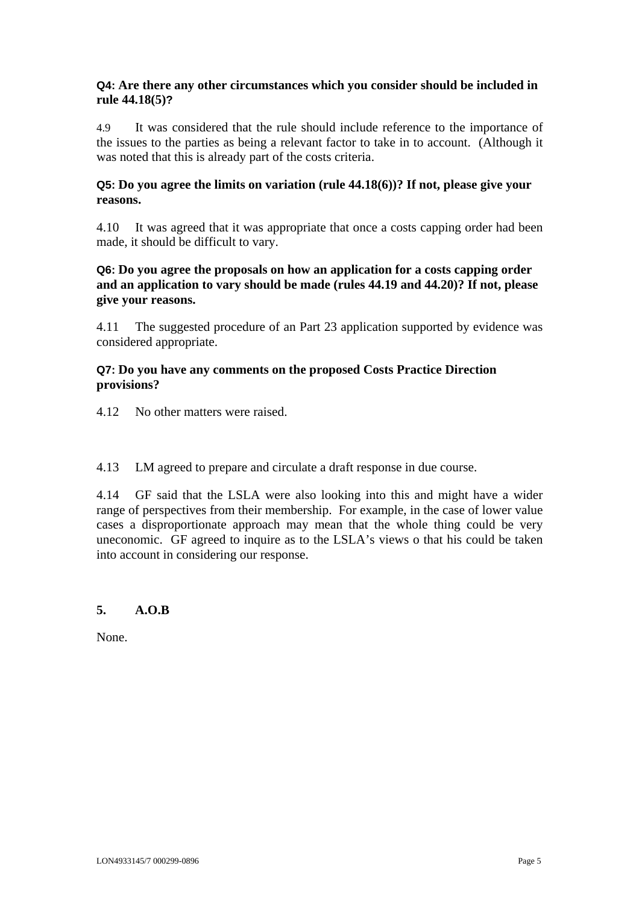**Q4: Are there any other circumstances which you consider should be included in rule 44.18(5)?**

4.9 It was considered that the rule should include reference to the importance of the issues to the parties as being a relevant factor to take in to account. (Although it was noted that this is already part of the costs criteria.

**Q5: Do you agree the limits on variation (rule 44.18(6))? If not, please give your reasons.**

4.10 It was agreed that it was appropriate that once a costs capping order had been made, it should be difficult to vary.

**Q6: Do you agree the proposals on how an application for a costs capping order and an application to vary should be made (rules 44.19 and 44.20)? If not, please give your reasons.**

4.11 The suggested procedure of an Part 23 application supported by evidence was considered appropriate.

**Q7: Do you have any comments on the proposed Costs Practice Direction provisions?**

4.12 No other matters were raised.

4.13 LM agreed to prepare and circulate a draft response in due course.

4.14 GF said that the LSLA were also looking into this and might have a wider range of perspectives from their membership. For example, in the case of lower value cases a disproportionate approach may mean that the whole thing could be very uneconomic. GF agreed to inquire as to the LSLA's views o that his could be taken into account in considering our response.

## 5. A.O.B

None.

LON4933145/7 000299-0896